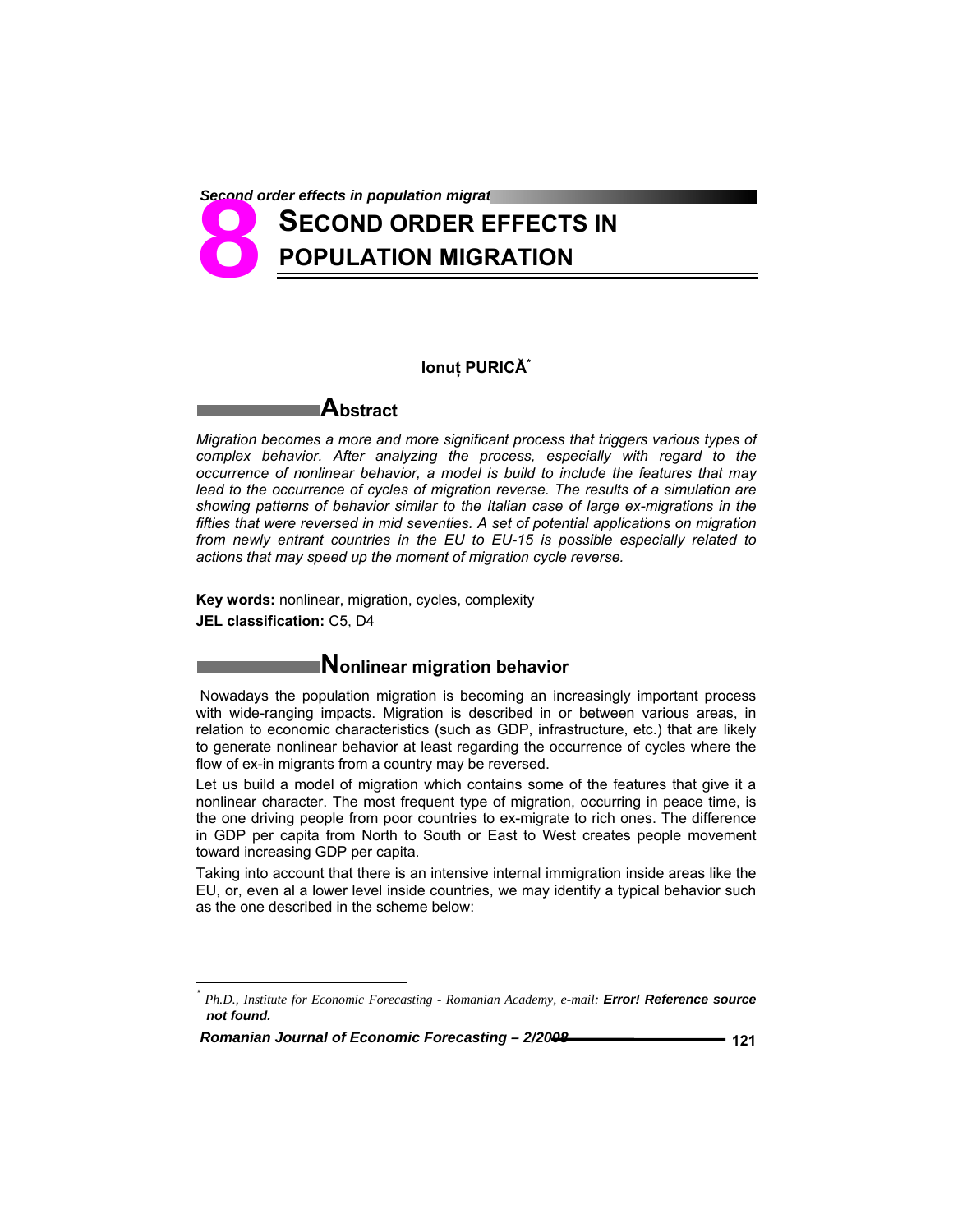# 8 SECOND ORDER EFFECTS IN POPULATION MIGRATION

**Ionuț PURICĂ**[*]

## Abstract

*Migration becomes a more and more significant process that triggers various types of complex behavior. After analyzing the process, especially with regard to the occurrence of nonlinear behavior, a model is build to include the features that may lead to the occurrence of cycles of migration reverse. The results of a simulation are showing patterns of behavior similar to the Italian case of large ex-migrations in the fifties that were reversed in mid seventies. A set of potential applications on migration from newly entrant countries in the EU to EU-15 is possible especially related to actions that may speed up the moment of migration cycle reverse.*

**Key words:** nonlinear, migration, cycles, complexity

**JEL classification:** C5, D4

## Nonlinear migration behavior

Nowadays the population migration is becoming an increasingly important process with wide-ranging impacts. Migration is described in or between various areas, in relation to economic characteristics (such as GDP, infrastructure, etc.) that are likely to generate nonlinear behavior at least regarding the occurrence of cycles where the flow of ex-in migrants from a country may be reversed.

Let us build a model of migration which contains some of the features that give it a nonlinear character. The most frequent type of migration, occurring in peace time, is the one driving people from poor countries to ex-migrate to rich ones. The difference in GDP per capita from North to South or East to West creates people movement toward increasing GDP per capita.

Taking into account that there is an intensive internal immigration inside areas like the EU, or, even al a lower level inside countries, we may identify a typical behavior such as the one described in the scheme below:

---

[*] *Ph.D., Institute for Economic Forecasting - Romanian Academy, e-mail:* ***Error! Reference source not found.***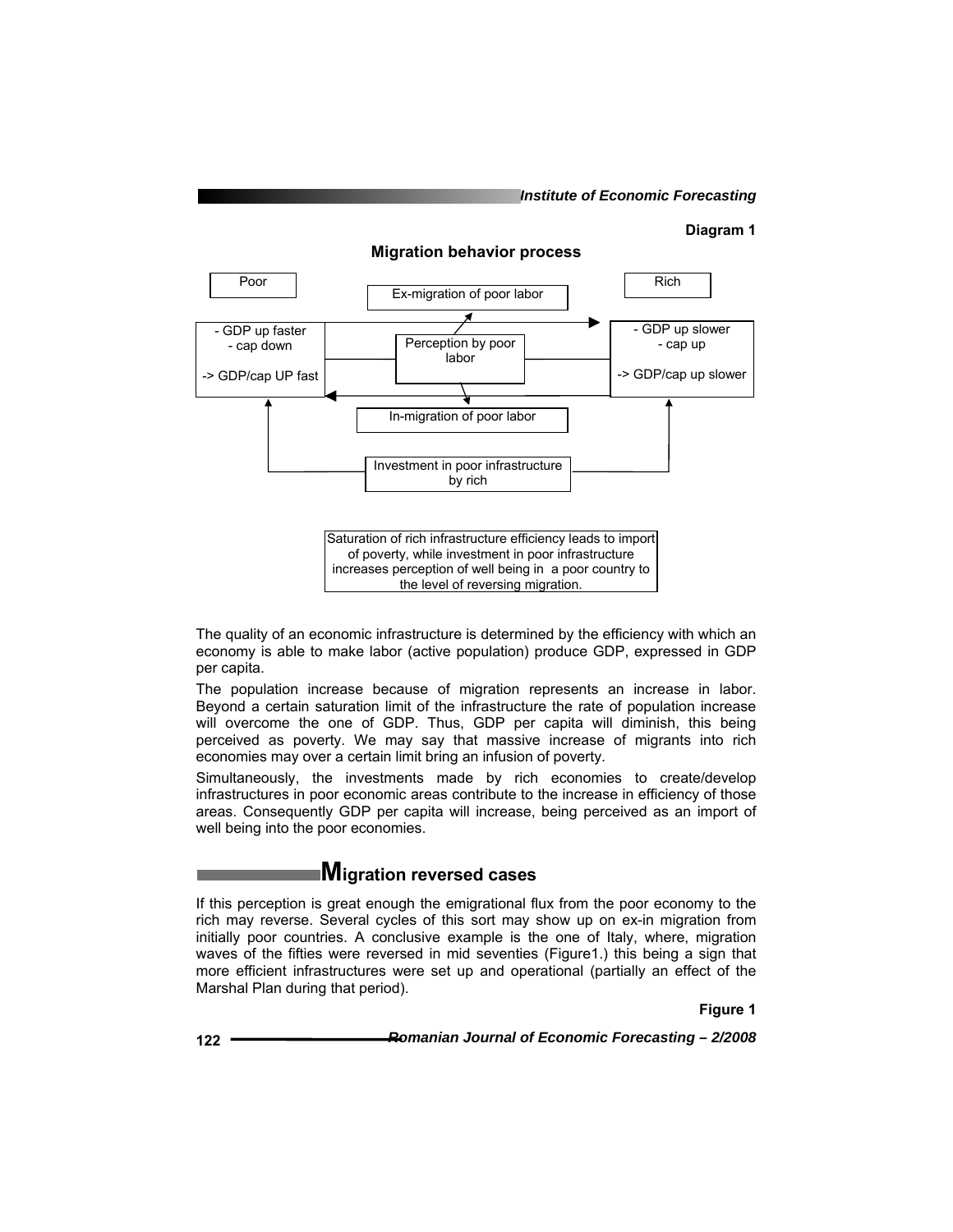**Diagram 1**

**Migration behavior process**

Poor

Rich

Ex-migration of poor labor

- GDP up faster
- cap down

-> GDP/cap UP fast

Perception by poor labor

- GDP up slower
- cap up

-> GDP/cap up slower

In-migration of poor labor

Investment in poor infrastructure by rich

Saturation of rich infrastructure efficiency leads to import of poverty, while investment in poor infrastructure increases perception of well being in a poor country to the level of reversing migration.

The quality of an economic infrastructure is determined by the efficiency with which an economy is able to make labor (active population) produce GDP, expressed in GDP per capita.

The population increase because of migration represents an increase in labor. Beyond a certain saturation limit of the infrastructure the rate of population increase will overcome the one of GDP. Thus, GDP per capita will diminish, this being perceived as poverty. We may say that massive increase of migrants into rich economies may over a certain limit bring an infusion of poverty.

Simultaneously, the investments made by rich economies to create/develop infrastructures in poor economic areas contribute to the increase in efficiency of those areas. Consequently GDP per capita will increase, being perceived as an import of well being into the poor economies.

## Migration reversed cases

If this perception is great enough the emigrational flux from the poor economy to the rich may reverse. Several cycles of this sort may show up on ex-in migration from initially poor countries. A conclusive example is the one of Italy, where, migration waves of the fifties were reversed in mid seventies (Figure1.) this being a sign that more efficient infrastructures were set up and operational (partially an effect of the Marshal Plan during that period).

**Figure 1**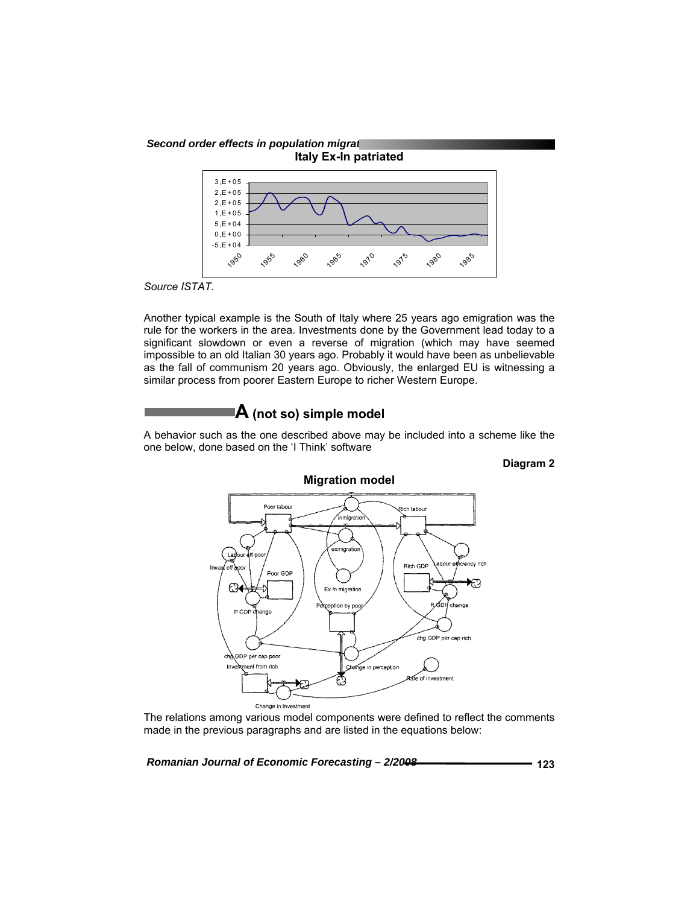**Italy Ex-In patriated**

Source ISTAT.

Another typical example is the South of Italy where 25 years ago emigration was the rule for the workers in the area. Investments done by the Government lead today to a significant slowdown or even a reverse of migration (which may have seemed impossible to an old Italian 30 years ago. Probably it would have been as unbelievable as the fall of communism 20 years ago. Obviously, the enlarged EU is witnessing a similar process from poorer Eastern Europe to richer Western Europe.

## A (not so) simple model

A behavior such as the one described above may be included into a scheme like the one below, done based on the 'I Think' software

**Diagram 2**

**Migration model**

The relations among various model components were defined to reflect the comments made in the previous paragraphs and are listed in the equations below: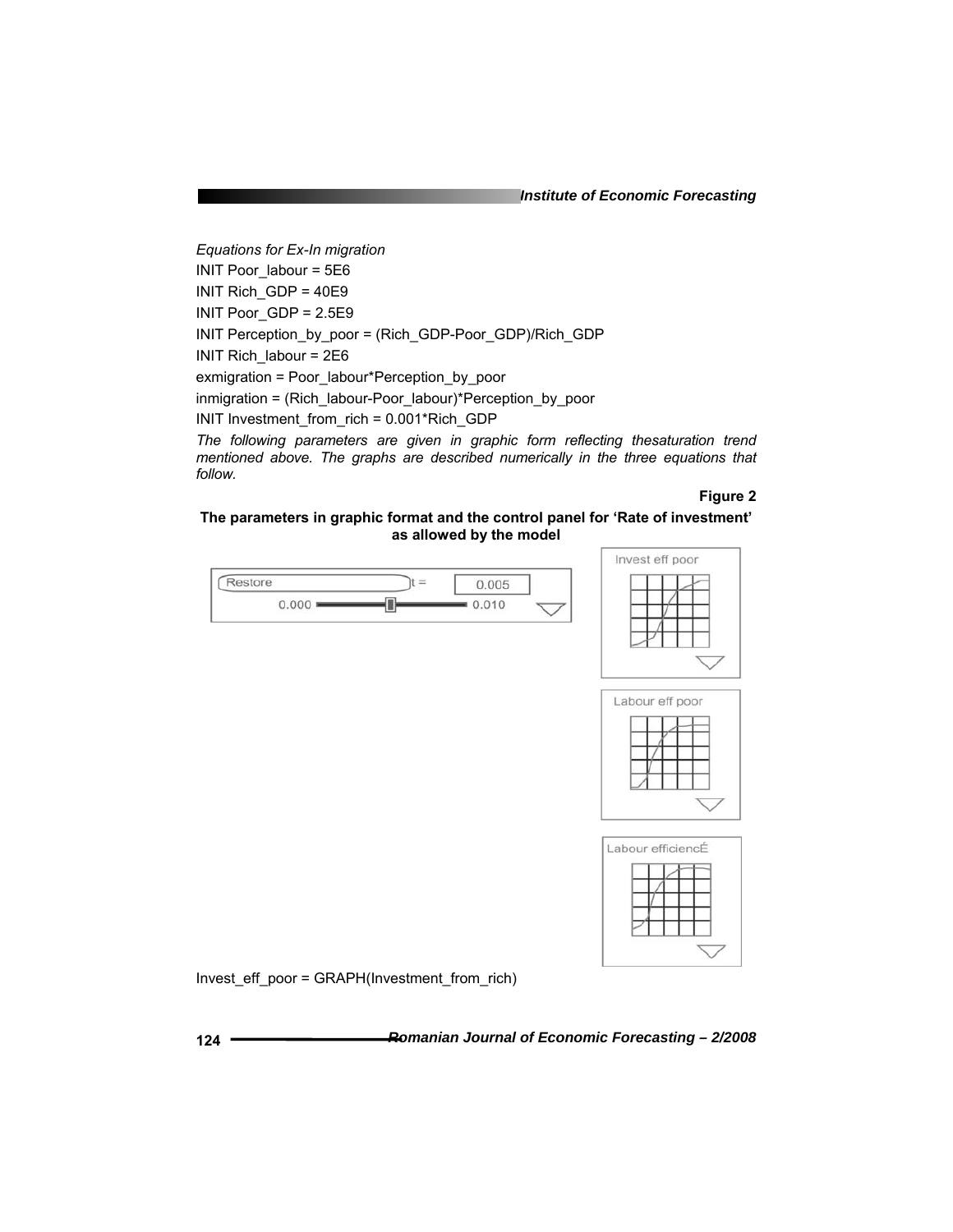*Equations for Ex-In migration*

INIT Poor_labour = 5E6

INIT Rich_GDP = 40E9

INIT Poor_GDP = 2.5E9

INIT Perception_by_poor = (Rich_GDP-Poor_GDP)/Rich_GDP

INIT Rich_labour = 2E6

exmigration = Poor_labour*Perception_by_poor

inmigration = (Rich_labour-Poor_labour)*Perception_by_poor

INIT Investment_from_rich = 0.001*Rich_GDP

*The following parameters are given in graphic form reflecting thesaturation trend mentioned above. The graphs are described numerically in the three equations that follow.*

**Figure 2**

**The parameters in graphic format and the control panel for 'Rate of investment' as allowed by the model**

Invest_eff_poor = GRAPH(Investment_from_rich)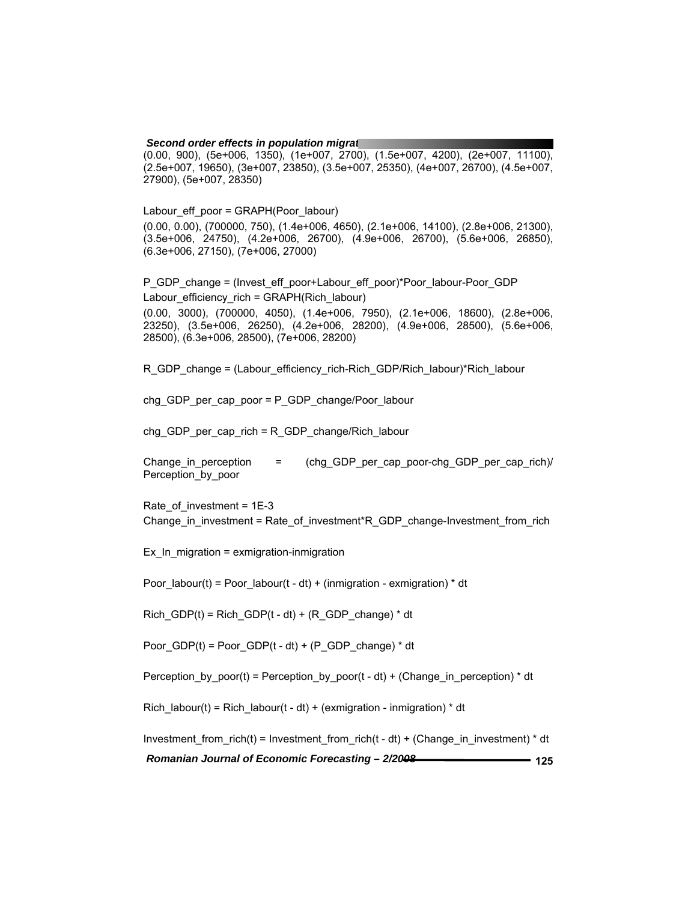(0.00, 900), (5e+006, 1350), (1e+007, 2700), (1.5e+007, 4200), (2e+007, 11100), (2.5e+007, 19650), (3e+007, 23850), (3.5e+007, 25350), (4e+007, 26700), (4.5e+007, 27900), (5e+007, 28350)

Labour_eff_poor = GRAPH(Poor_labour)

(0.00, 0.00), (700000, 750), (1.4e+006, 4650), (2.1e+006, 14100), (2.8e+006, 21300), (3.5e+006, 24750), (4.2e+006, 26700), (4.9e+006, 26700), (5.6e+006, 26850), (6.3e+006, 27150), (7e+006, 27000)

P_GDP_change = (Invest_eff_poor+Labour_eff_poor)*Poor_labour-Poor_GDP

Labour_efficiency_rich = GRAPH(Rich_labour)

(0.00, 3000), (700000, 4050), (1.4e+006, 7950), (2.1e+006, 18600), (2.8e+006, 23250), (3.5e+006, 26250), (4.2e+006, 28200), (4.9e+006, 28500), (5.6e+006, 28500), (6.3e+006, 28500), (7e+006, 28200)

R_GDP_change = (Labour_efficiency_rich-Rich_GDP/Rich_labour)*Rich_labour

chg_GDP_per_cap_poor = P_GDP_change/Poor_labour

chg_GDP_per_cap_rich = R_GDP_change/Rich_labour

Change_in_perception = (chg_GDP_per_cap_poor-chg_GDP_per_cap_rich)/ Perception_by_poor

Rate_of_investment = 1E-3

Change_in_investment = Rate_of_investment*R_GDP_change-Investment_from_rich

Ex_In_migration = exmigration-inmigration

Poor_labour(t) = Poor_labour(t - dt) + (inmigration - exmigration) * dt

Rich_GDP(t) = Rich_GDP(t - dt) + (R_GDP_change) * dt

Poor_GDP(t) = Poor_GDP(t - dt) + (P_GDP_change) * dt

Perception_by_poor(t) = Perception_by_poor(t - dt) + (Change_in_perception) * dt

Rich_labour(t) = Rich_labour(t - dt) + (exmigration - inmigration) * dt

Investment_from_rich(t) = Investment_from_rich(t - dt) + (Change_in_investment) * dt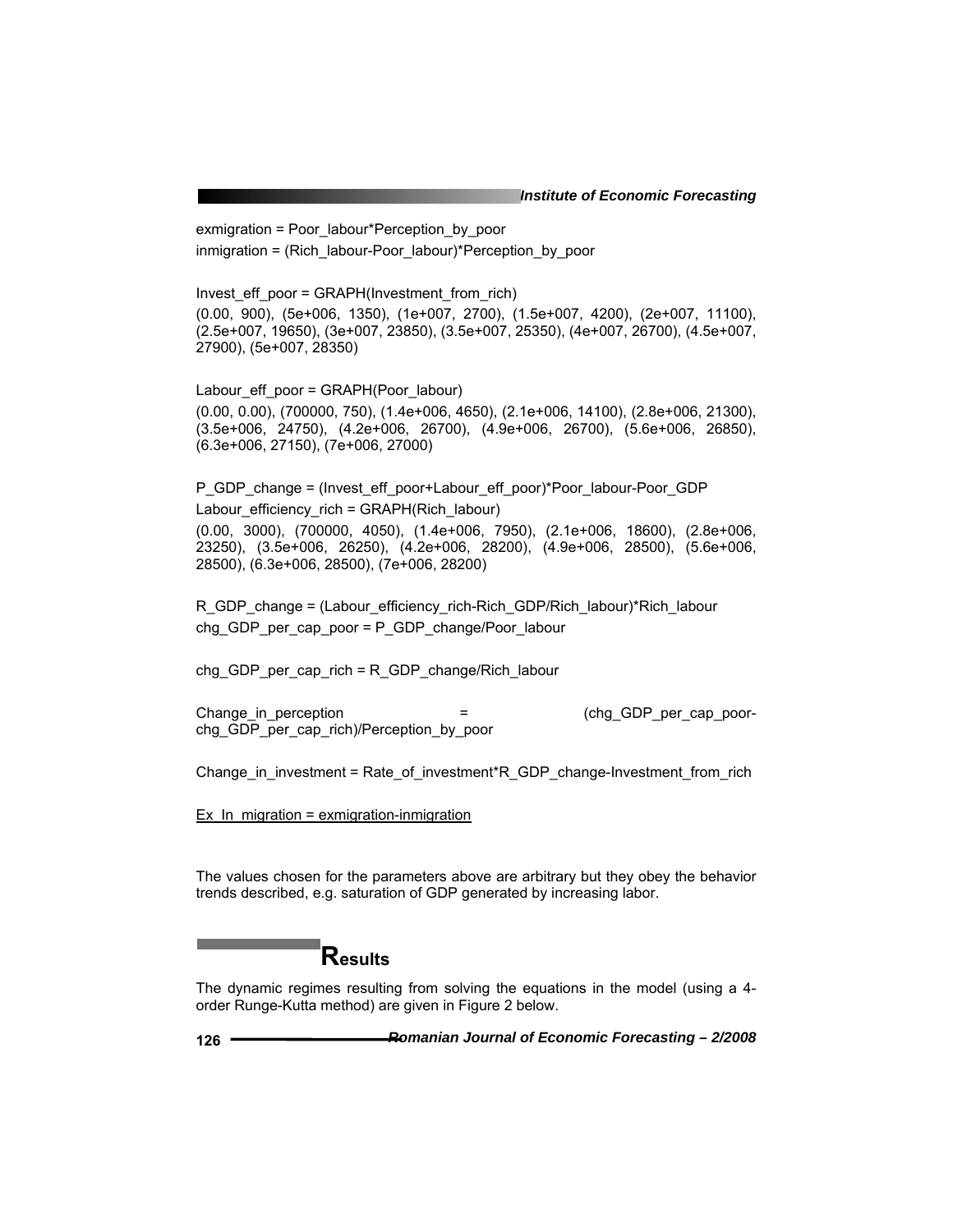exmigration = Poor_labour*Perception_by_poor

inmigration = (Rich_labour-Poor_labour)*Perception_by_poor

Invest_eff_poor = GRAPH(Investment_from_rich)

(0.00, 900), (5e+006, 1350), (1e+007, 2700), (1.5e+007, 4200), (2e+007, 11100), (2.5e+007, 19650), (3e+007, 23850), (3.5e+007, 25350), (4e+007, 26700), (4.5e+007, 27900), (5e+007, 28350)

Labour_eff_poor = GRAPH(Poor_labour)

(0.00, 0.00), (700000, 750), (1.4e+006, 4650), (2.1e+006, 14100), (2.8e+006, 21300), (3.5e+006, 24750), (4.2e+006, 26700), (4.9e+006, 26700), (5.6e+006, 26850), (6.3e+006, 27150), (7e+006, 27000)

P_GDP_change = (Invest_eff_poor+Labour_eff_poor)*Poor_labour-Poor_GDP

Labour_efficiency_rich = GRAPH(Rich_labour)

(0.00, 3000), (700000, 4050), (1.4e+006, 7950), (2.1e+006, 18600), (2.8e+006, 23250), (3.5e+006, 26250), (4.2e+006, 28200), (4.9e+006, 28500), (5.6e+006, 28500), (6.3e+006, 28500), (7e+006, 28200)

R_GDP_change = (Labour_efficiency_rich-Rich_GDP/Rich_labour)*Rich_labour

chg_GDP_per_cap_poor = P_GDP_change/Poor_labour

chg_GDP_per_cap_rich = R_GDP_change/Rich_labour

Change_in_perception = (chg_GDP_per_cap_poor-chg_GDP_per_cap_rich)/Perception_by_poor

Change_in_investment = Rate_of_investment*R_GDP_change-Investment_from_rich

Ex_In_migration = exmigration-inmigration

The values chosen for the parameters above are arbitrary but they obey the behavior trends described, e.g. saturation of GDP generated by increasing labor.

## Results

The dynamic regimes resulting from solving the equations in the model (using a 4-order Runge-Kutta method) are given in Figure 2 below.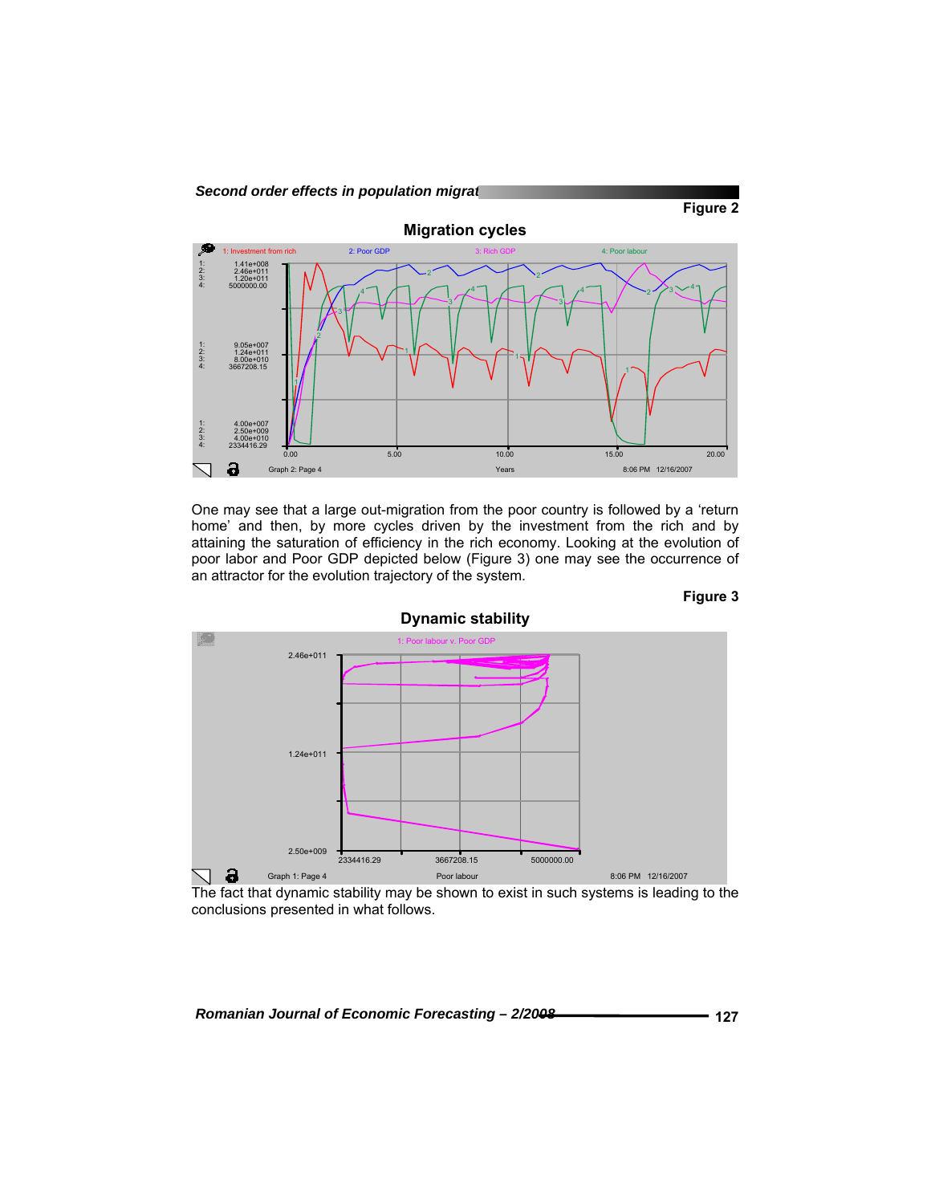**Figure 2**

**Migration cycles**

One may see that a large out-migration from the poor country is followed by a 'return home' and then, by more cycles driven by the investment from the rich and by attaining the saturation of efficiency in the rich economy. Looking at the evolution of poor labor and Poor GDP depicted below (Figure 3) one may see the occurrence of an attractor for the evolution trajectory of the system.

**Figure 3**

**Dynamic stability**

The fact that dynamic stability may be shown to exist in such systems is leading to the conclusions presented in what follows.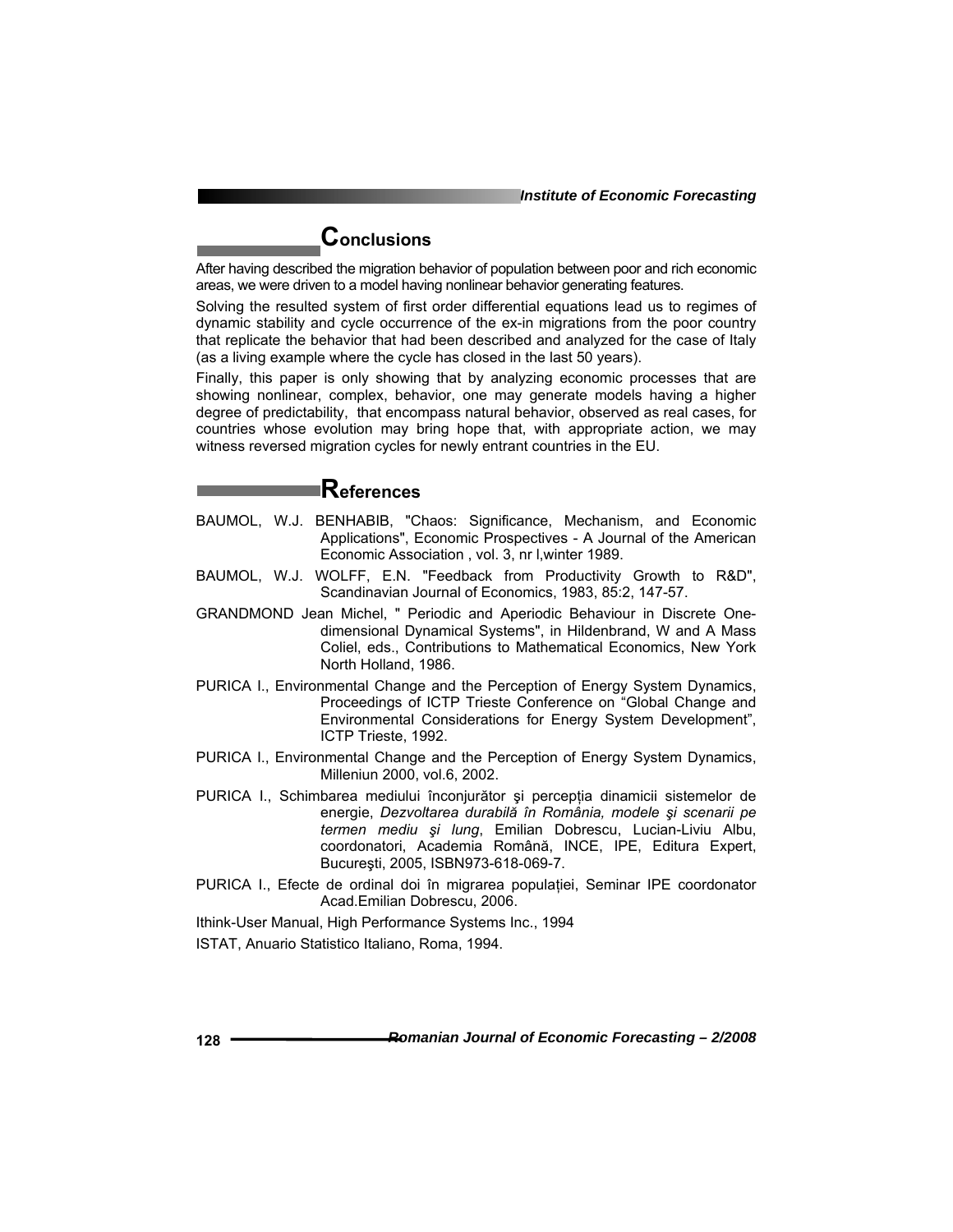## Conclusions

After having described the migration behavior of population between poor and rich economic areas, we were driven to a model having nonlinear behavior generating features.

Solving the resulted system of first order differential equations lead us to regimes of dynamic stability and cycle occurrence of the ex-in migrations from the poor country that replicate the behavior that had been described and analyzed for the case of Italy (as a living example where the cycle has closed in the last 50 years).

Finally, this paper is only showing that by analyzing economic processes that are showing nonlinear, complex, behavior, one may generate models having a higher degree of predictability, that encompass natural behavior, observed as real cases, for countries whose evolution may bring hope that, with appropriate action, we may witness reversed migration cycles for newly entrant countries in the EU.

## References

BAUMOL, W.J. BENHABIB, "Chaos: Significance, Mechanism, and Economic Applications", Economic Prospectives - A Journal of the American Economic Association , vol. 3, nr l,winter 1989.

BAUMOL, W.J. WOLFF, E.N. "Feedback from Productivity Growth to R&D", Scandinavian Journal of Economics, 1983, 85:2, 147-57.

GRANDMOND Jean Michel, " Periodic and Aperiodic Behaviour in Discrete One-dimensional Dynamical Systems", in Hildenbrand, W and A Mass Coliel, eds., Contributions to Mathematical Economics, New York North Holland, 1986.

PURICA I., Environmental Change and the Perception of Energy System Dynamics, Proceedings of ICTP Trieste Conference on "Global Change and Environmental Considerations for Energy System Development", ICTP Trieste, 1992.

PURICA I., Environmental Change and the Perception of Energy System Dynamics, Milleniun 2000, vol.6, 2002.

PURICA I., Schimbarea mediului înconjurător şi percepţia dinamicii sistemelor de energie, *Dezvoltarea durabilă în România, modele şi scenarii pe termen mediu şi lung*, Emilian Dobrescu, Lucian-Liviu Albu, coordonatori, Academia Română, INCE, IPE, Editura Expert, Bucureşti, 2005, ISBN973-618-069-7.

PURICA I., Efecte de ordinal doi în migrarea populaţiei, Seminar IPE coordonator Acad.Emilian Dobrescu, 2006.

Ithink-User Manual, High Performance Systems Inc., 1994

ISTAT, Anuario Statistico Italiano, Roma, 1994.